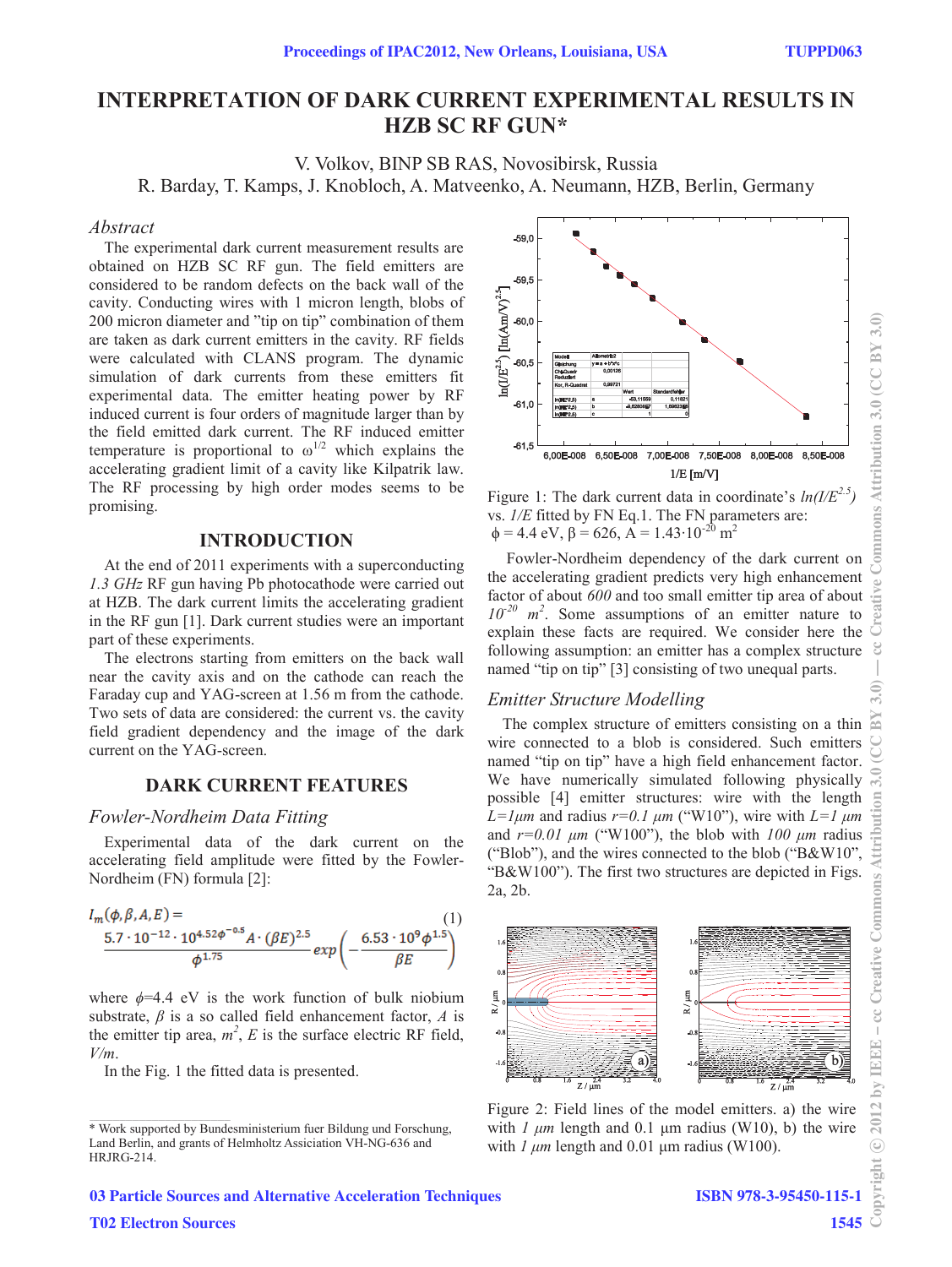# INTERPRETATION OF DARK CURRENT EXPERIMENTAL RESULTS IN HZB SC RF GUN*

V. Volkov, BINP SB RAS, Novosibirsk, Russia
R. Barday, T. Kamps, J. Knobloch, A. Matveenko, A. Neumann, HZB, Berlin, Germany

## *Abstract*

The experimental dark current measurement results are obtained on HZB SC RF gun. The field emitters are considered to be random defects on the back wall of the cavity. Conducting wires with 1 micron length, blobs of 200 micron diameter and "tip on tip" combination of them are taken as dark current emitters in the cavity. RF fields were calculated with CLANS program. The dynamic simulation of dark currents from these emitters fit experimental data. The emitter heating power by RF induced current is four orders of magnitude larger than by the field emitted dark current. The RF induced emitter temperature is proportional to $\omega^{1/2}$ which explains the accelerating gradient limit of a cavity like Kilpatrik law. The RF processing by high order modes seems to be promising.

## INTRODUCTION

At the end of 2011 experiments with a superconducting *1.3 GHz* RF gun having Pb photocathode were carried out at HZB. The dark current limits the accelerating gradient in the RF gun [1]. Dark current studies were an important part of these experiments.

The electrons starting from emitters on the back wall near the cavity axis and on the cathode can reach the Faraday cup and YAG-screen at 1.56 m from the cathode. Two sets of data are considered: the current vs. the cavity field gradient dependency and the image of the dark current on the YAG-screen.

## DARK CURRENT FEATURES

### *Fowler-Nordheim Data Fitting*

Experimental data of the dark current on the accelerating field amplitude were fitted by the Fowler-Nordheim (FN) formula [2]:

$$I_m(\phi,\beta,A,E) = \frac{5.7\cdot 10^{-12}\cdot 10^{4.52\phi^{-0.5}} A\cdot(\beta E)^{2.5}}{\phi^{1.75}} exp\left(-\frac{6.53\cdot 10^{9}\phi^{1.5}}{\beta E}\right) \quad (1)$$

where $\phi$=4.4 eV is the work function of bulk niobium substrate, $\beta$ is a so called field enhancement factor, $A$ is the emitter tip area, $m^2$, $E$ is the surface electric RF field, $V/m$.

In the Fig. 1 the fitted data is presented.

Figure 1: The dark current data in coordinate's $ln(I/E^{2.5})$ vs. $1/E$ fitted by FN Eq.1. The FN parameters are: $\phi$ = 4.4 eV, $\beta$ = 626, A = $1.43\cdot10^{-20}$ $m^2$

Fowler-Nordheim dependency of the dark current on the accelerating gradient predicts very high enhancement factor of about *600* and too small emitter tip area of about $10^{-20}$ $m^2$. Some assumptions of an emitter nature to explain these facts are required. We consider here the following assumption: an emitter has a complex structure named "tip on tip" [3] consisting of two unequal parts.

### *Emitter Structure Modelling*

The complex structure of emitters consisting on a thin wire connected to a blob is considered. Such emitters named "tip on tip" have a high field enhancement factor. We have numerically simulated following physically possible [4] emitter structures: wire with the length $L=1 \mu m$ and radius $r=0.1$ $\mu m$ ("W10"), wire with $L=1$ $\mu m$ and $r=0.01$ $\mu m$ ("W100"), the blob with *100* $\mu m$ radius ("Blob"), and the wires connected to the blob ("B&W10", "B&W100"). The first two structures are depicted in Figs. 2a, 2b.

Figure 2: Field lines of the model emitters. a) the wire with *1* $\mu m$ length and 0.1 µm radius (W10), b) the wire with *1* $\mu m$ length and 0.01 µm radius (W100).

* Work supported by Bundesministerium fuer Bildung und Forschung, Land Berlin, and grants of Helmholtz Assiciation VH-NG-636 and HRJRG-214.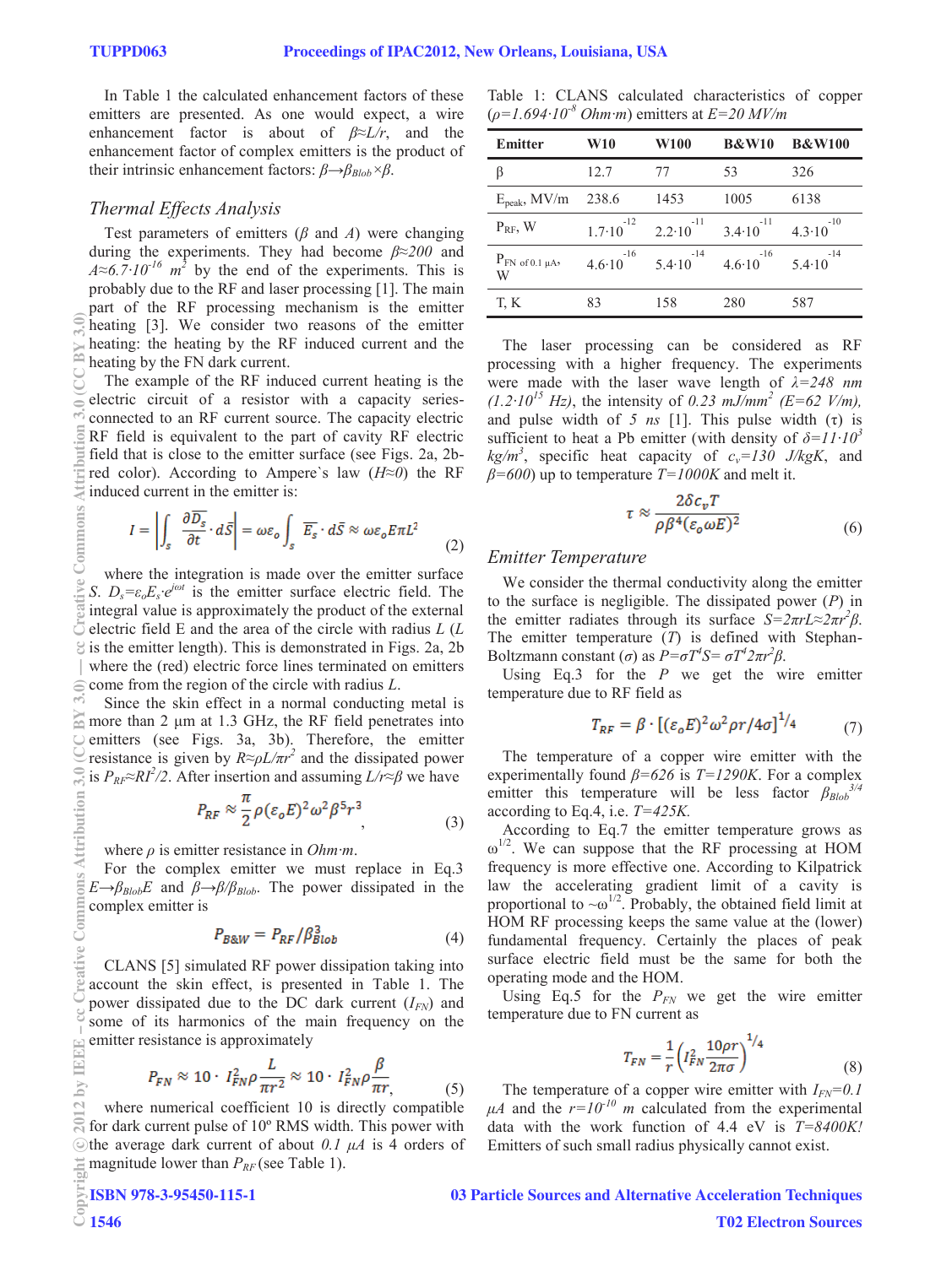In Table 1 the calculated enhancement factors of these emitters are presented. As one would expect, a wire enhancement factor is about of $\beta \approx L/r$, and the enhancement factor of complex emitters is the product of their intrinsic enhancement factors: $\beta \rightarrow \beta_{Blob} \times \beta$.

### Thermal Effects Analysis

Test parameters of emitters ($\beta$ and $A$) were changing during the experiments. They had become $\beta \approx 200$ and $A \approx 6.7 \cdot 10^{-16}$ $m^2$ by the end of the experiments. This is probably due to the RF and laser processing [1]. The main part of the RF processing mechanism is the emitter heating [3]. We consider two reasons of the emitter heating: the heating by the RF induced current and the heating by the FN dark current.

The example of the RF induced current heating is the electric circuit of a resistor with a capacity series-connected to an RF current source. The capacity electric RF field is equivalent to the part of cavity RF electric field that is close to the emitter surface (see Figs. 2a, 2b-red color). According to Ampere's law ($H \approx 0$) the RF induced current in the emitter is:

$$I = \left| \int_s \frac{\partial \overline{D_s}}{\partial t} \cdot d\bar{S} \right| = \omega \varepsilon_o \int_s \overline{E_s} \cdot d\bar{S} \approx \omega \varepsilon_o E \pi L^2 \tag{2}$$

where the integration is made over the emitter surface $S$. $D_s = \varepsilon_o E_s \cdot e^{j\omega t}$ is the emitter surface electric field. The integral value is approximately the product of the external electric field E and the area of the circle with radius $L$ ($L$ is the emitter length). This is demonstrated in Figs. 2a, 2b where the (red) electric force lines terminated on emitters come from the region of the circle with radius $L$.

Since the skin effect in a normal conducting metal is more than 2 µm at 1.3 GHz, the RF field penetrates into emitters (see Figs. 3a, 3b). Therefore, the emitter resistance is given by $R \approx \rho L / \pi r^2$ and the dissipated power is $P_{RF} \approx RI^2/2$. After insertion and assuming $L/r \approx \beta$ we have

$$P_{RF} \approx \frac{\pi}{2} \rho (\varepsilon_o E)^2 \omega^2 \beta^5 r^3 , \tag{3}$$

where $\rho$ is emitter resistance in $Ohm \cdot m$.

For the complex emitter we must replace in Eq.3 $E \rightarrow \beta_{Blob} E$ and $\beta \rightarrow \beta / \beta_{Blob}$. The power dissipated in the complex emitter is

$$P_{B\&W} = P_{RF} / \beta_{Blob}^3 \tag{4}$$

CLANS [5] simulated RF power dissipation taking into account the skin effect, is presented in Table 1. The power dissipated due to the DC dark current ($I_{FN}$) and some of its harmonics of the main frequency on the emitter resistance is approximately

$$P_{FN} \approx 10 \cdot I_{FN}^2 \rho \frac{L}{\pi r^2} \approx 10 \cdot I_{FN}^2 \rho \frac{\beta}{\pi r}, \tag{5}$$

where numerical coefficient 10 is directly compatible for dark current pulse of 10º RMS width. This power with the average dark current of about $0.1$ $\mu A$ is 4 orders of magnitude lower than $P_{RF}$ (see Table 1).

Table 1: CLANS calculated characteristics of copper ($\rho = 1.694 \cdot 10^{-8}$ $Ohm \cdot m$) emitters at $E = 20$ $MV/m$

| Emitter | W10 | W100 | B&W10 | B&W100 |
|---|---|---|---|---|
| β | 12.7 | 77 | 53 | 326 |
| $E_{peak}$, MV/m | 238.6 | 1453 | 1005 | 6138 |
| $P_{RF}$, W | $1.7 \cdot 10^{-12}$ | $2.2 \cdot 10^{-11}$ | $3.4 \cdot 10^{-11}$ | $4.3 \cdot 10^{-10}$ |
| $P_{FN\ of\ 0.1\ \mu A}$, W | $4.6 \cdot 10^{-16}$ | $5.4 \cdot 10^{-14}$ | $4.6 \cdot 10^{-16}$ | $5.4 \cdot 10^{-14}$ |
| T, K | 83 | 158 | 280 | 587 |

The laser processing can be considered as RF processing with a higher frequency. The experiments were made with the laser wave length of $\lambda = 248$ $nm$ $(1.2 \cdot 10^{15}$ $Hz)$, the intensity of $0.23$ $mJ/mm^2$ $(E = 62$ $V/m)$, and pulse width of $5$ $ns$ [1]. This pulse width ($\tau$) is sufficient to heat a Pb emitter (with density of $\delta = 11 \cdot 10^3$ $kg/m^3$, specific heat capacity of $c_v = 130$ $J/kgK$, and $\beta = 600$) up to temperature $T = 1000K$ and melt it.

$$\tau \approx \frac{2\delta c_v T}{\rho \beta^4 (\varepsilon_o \omega E)^2} \tag{6}$$

### Emitter Temperature

We consider the thermal conductivity along the emitter to the surface is negligible. The dissipated power ($P$) in the emitter radiates through its surface $S = 2\pi r L \approx 2\pi r^2 \beta$. The emitter temperature ($T$) is defined with Stephan-Boltzmann constant ($\sigma$) as $P = \sigma T^4 S = \sigma T^4 2\pi r^2 \beta$.

Using Eq.3 for the $P$ we get the wire emitter temperature due to RF field as

$$T_{RF} = \beta \cdot \left[ (\varepsilon_o E)^2 \omega^2 \rho r / 4\sigma \right]^{1/4} \tag{7}$$

The temperature of a copper wire emitter with the experimentally found $\beta = 626$ is $T = 1290K$. For a complex emitter this temperature will be less factor $\beta_{Blob}^{3/4}$ according to Eq.4, i.e. $T = 425K$.

According to Eq.7 the emitter temperature grows as $\omega^{1/2}$. We can suppose that the RF processing at HOM frequency is more effective one. According to Kilpatrick law the accelerating gradient limit of a cavity is proportional to $\sim \omega^{1/2}$. Probably, the obtained field limit at HOM RF processing keeps the same value at the (lower) fundamental frequency. Certainly the places of peak surface electric field must be the same for both the operating mode and the HOM.

Using Eq.5 for the $P_{FN}$ we get the wire emitter temperature due to FN current as

$$T_{FN} = \frac{1}{r} \left( I_{FN}^2 \frac{10 \rho r}{2\pi \sigma} \right)^{1/4} \tag{8}$$

The temperature of a copper wire emitter with $I_{FN} = 0.1$ $\mu A$ and the $r = 10^{-10}$ $m$ calculated from the experimental data with the work function of 4.4 eV is $T = 8400K$! Emitters of such small radius physically cannot exist.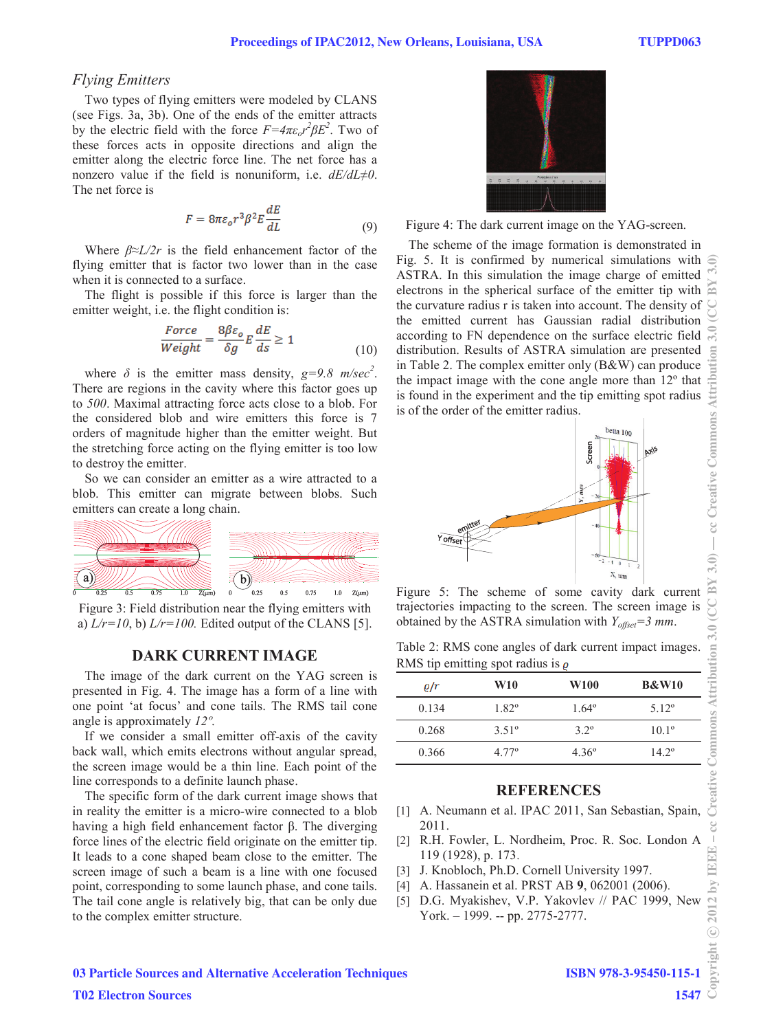### *Flying Emitters*

Two types of flying emitters were modeled by CLANS (see Figs. 3a, 3b). One of the ends of the emitter attracts by the electric field with the force $F=4\pi\varepsilon_o r^2\beta E^2$. Two of these forces acts in opposite directions and align the emitter along the electric force line. The net force has a nonzero value if the field is nonuniform, i.e. $dE/dL\neq 0$. The net force is

$$F = 8\pi\varepsilon_o r^3 \beta^2 E \frac{dE}{dL} \tag{9}$$

Where $\beta\approx L/2r$ is the field enhancement factor of the flying emitter that is factor two lower than in the case when it is connected to a surface.

The flight is possible if this force is larger than the emitter weight, i.e. the flight condition is:

$$\frac{Force}{Weight} = \frac{8\beta\varepsilon_o}{\delta g} E \frac{dE}{ds} \geq 1 \tag{10}$$

where $\delta$ is the emitter mass density, $g=9.8\ m/sec^2$. There are regions in the cavity where this factor goes up to *500*. Maximal attracting force acts close to a blob. For the considered blob and wire emitters this force is 7 orders of magnitude higher than the emitter weight. But the stretching force acting on the flying emitter is too low to destroy the emitter.

So we can consider an emitter as a wire attracted to a blob. This emitter can migrate between blobs. Such emitters can create a long chain.

a)
0 0.25 0.5 0.75 1.0 Z(μm)
b)
0 0.25 0.5 0.75 1.0 Z(μm)

Figure 3: Field distribution near the flying emitters with a) $L/r=10$, b) $L/r=100$. Edited output of the CLANS [5].

## DARK CURRENT IMAGE

The image of the dark current on the YAG screen is presented in Fig. 4. The image has a form of a line with one point 'at focus' and cone tails. The RMS tail cone angle is approximately *12º*.

If we consider a small emitter off-axis of the cavity back wall, which emits electrons without angular spread, the screen image would be a thin line. Each point of the line corresponds to a definite launch phase.

The specific form of the dark current image shows that in reality the emitter is a micro-wire connected to a blob having a high field enhancement factor β. The diverging force lines of the electric field originate on the emitter tip. It leads to a cone shaped beam close to the emitter. The screen image of such a beam is a line with one focused point, corresponding to some launch phase, and cone tails. The tail cone angle is relatively big, that can be only due to the complex emitter structure.

Figure 4: The dark current image on the YAG-screen.

The scheme of the image formation is demonstrated in Fig. 5. It is confirmed by numerical simulations with ASTRA. In this simulation the image charge of emitted electrons in the spherical surface of the emitter tip with the curvature radius r is taken into account. The density of the emitted current has Gaussian radial distribution according to FN dependence on the surface electric field distribution. Results of ASTRA simulation are presented in Table 2. The complex emitter only (B&W) can produce the impact image with the cone angle more than 12º that is found in the experiment and the tip emitting spot radius is of the order of the emitter radius.

betta 100
Screen
Axis
Y, mm
emitter
Y offset
X, mm

Figure 5: The scheme of some cavity dark current trajectories impacting to the screen. The screen image is obtained by the ASTRA simulation with $Y_{offset}=3\ mm$.

Table 2: RMS cone angles of dark current impact images. RMS tip emitting spot radius is $\varrho$

| $\varrho/r$ | W10 | W100 | B&W10 |
|---|---|---|---|
| 0.134 | 1.82º | 1.64º | 5.12º |
| 0.268 | 3.51º | 3.2º | 10.1º |
| 0.366 | 4.77º | 4.36º | 14.2º |

## REFERENCES

[1] A. Neumann et al. IPAC 2011, San Sebastian, Spain, 2011.

[2] R.H. Fowler, L. Nordheim, Proc. R. Soc. London A 119 (1928), p. 173.

[3] J. Knobloch, Ph.D. Cornell University 1997.

[4] A. Hassanein et al. PRST AB **9**, 062001 (2006).

[5] D.G. Myakishev, V.P. Yakovlev // PAC 1999, New York. – 1999. -- pp. 2775-2777.